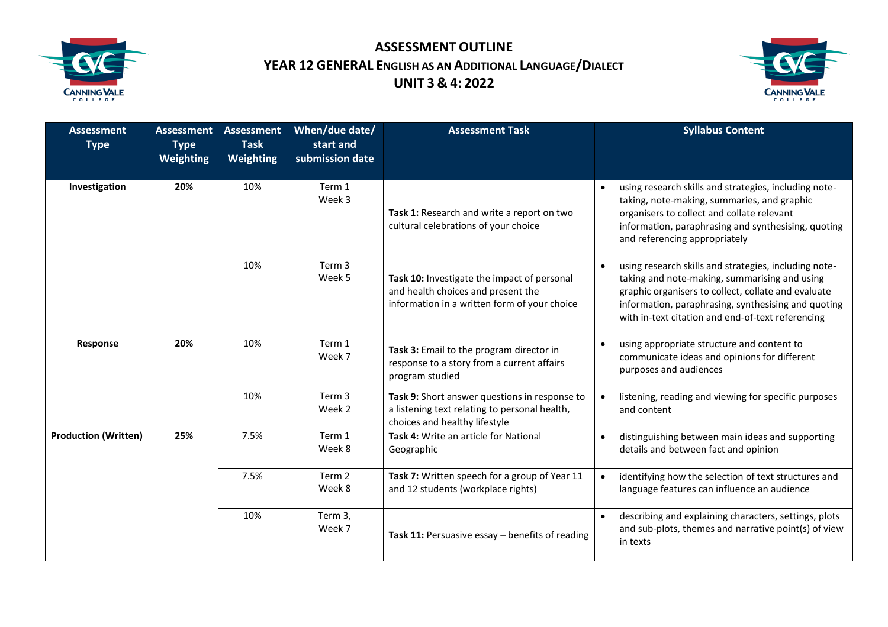# ASSESSMENT OUTLINE

## YEAR 12 GENERAL ENGLISH AS AN ADDITIONAL LANGUAGE/DIALECT

## UNIT 3 & 4: 2022

| Assessment Type | Assessment Type Weighting | Assessment Task Weighting | When/due date/ start and submission date | Assessment Task | Syllabus Content |
|---|---|---|---|---|---|
| **Investigation** | **20%** | 10% | Term 1 Week 3 | **Task 1:** Research and write a report on two cultural celebrations of your choice | • using research skills and strategies, including note-taking, note-making, summaries, and graphic organisers to collect and collate relevant information, paraphrasing and synthesising, quoting and referencing appropriately |
| | | 10% | Term 3 Week 5 | **Task 10:** Investigate the impact of personal and health choices and present the information in a written form of your choice | • using research skills and strategies, including note-taking and note-making, summarising and using graphic organisers to collect, collate and evaluate information, paraphrasing, synthesising and quoting with in-text citation and end-of-text referencing |
| **Response** | **20%** | 10% | Term 1 Week 7 | **Task 3:** Email to the program director in response to a story from a current affairs program studied | • using appropriate structure and content to communicate ideas and opinions for different purposes and audiences |
| | | 10% | Term 3 Week 2 | **Task 9:** Short answer questions in response to a listening text relating to personal health, choices and healthy lifestyle | • listening, reading and viewing for specific purposes and content |
| **Production (Written)** | **25%** | 7.5% | Term 1 Week 8 | **Task 4:** Write an article for National Geographic | • distinguishing between main ideas and supporting details and between fact and opinion |
| | | 7.5% | Term 2 Week 8 | **Task 7:** Written speech for a group of Year 11 and 12 students (workplace rights) | • identifying how the selection of text structures and language features can influence an audience |
| | | 10% | Term 3, Week 7 | **Task 11:** Persuasive essay – benefits of reading | • describing and explaining characters, settings, plots and sub-plots, themes and narrative point(s) of view in texts |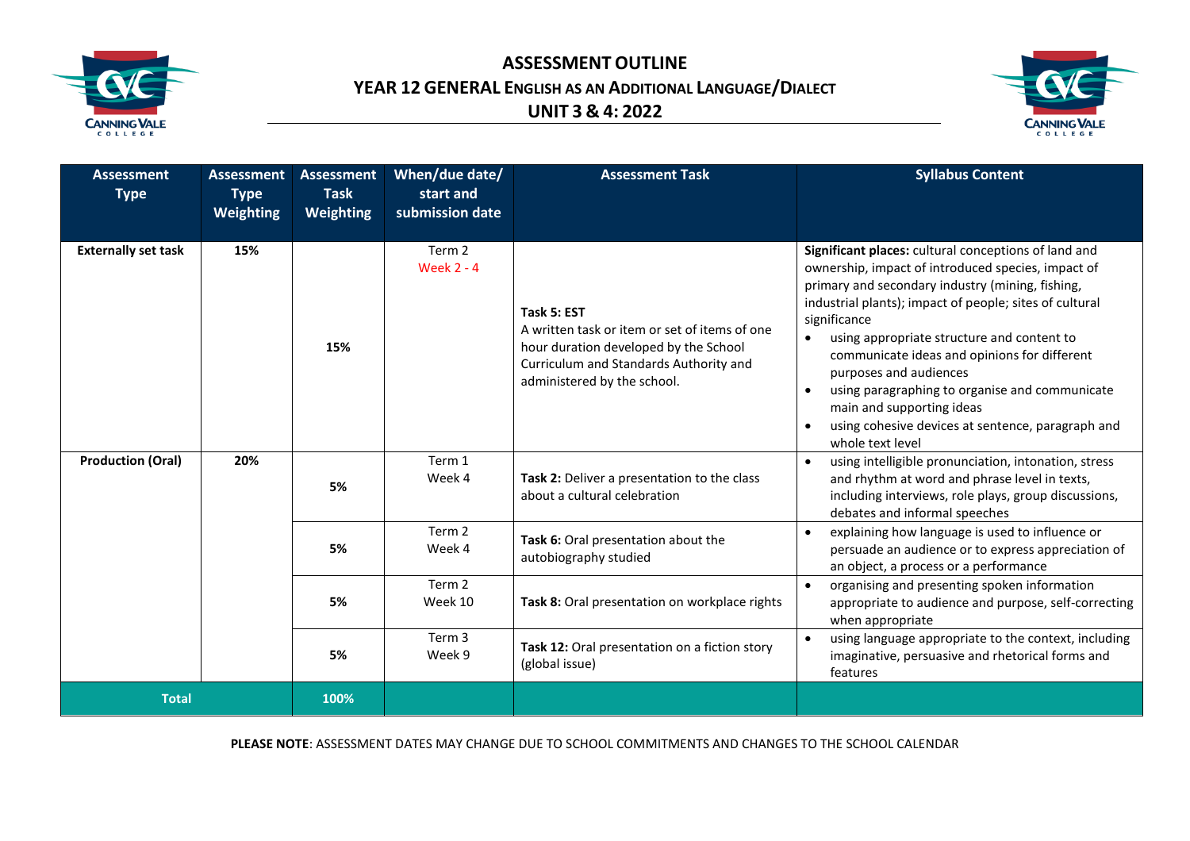# ASSESSMENT OUTLINE

## YEAR 12 GENERAL ENGLISH AS AN ADDITIONAL LANGUAGE/DIALECT

## UNIT 3 & 4: 2022

| Assessment Type | Assessment Type Weighting | Assessment Task Weighting | When/due date/ start and submission date | Assessment Task | Syllabus Content |
|---|---|---|---|---|---|
| **Externally set task** | **15%** | **15%** | Term 2 Week 2 - 4 | **Task 5: EST** A written task or item or set of items of one hour duration developed by the School Curriculum and Standards Authority and administered by the school. | **Significant places:** cultural conceptions of land and ownership, impact of introduced species, impact of primary and secondary industry (mining, fishing, industrial plants); impact of people; sites of cultural significance • using appropriate structure and content to communicate ideas and opinions for different purposes and audiences • using paragraphing to organise and communicate main and supporting ideas • using cohesive devices at sentence, paragraph and whole text level |
| **Production (Oral)** | **20%** | **5%** | Term 1 Week 4 | **Task 2:** Deliver a presentation to the class about a cultural celebration | • using intelligible pronunciation, intonation, stress and rhythm at word and phrase level in texts, including interviews, role plays, group discussions, debates and informal speeches |
| | | **5%** | Term 2 Week 4 | **Task 6:** Oral presentation about the autobiography studied | • explaining how language is used to influence or persuade an audience or to express appreciation of an object, a process or a performance |
| | | **5%** | Term 2 Week 10 | **Task 8:** Oral presentation on workplace rights | • organising and presenting spoken information appropriate to audience and purpose, self-correcting when appropriate |
| | | **5%** | Term 3 Week 9 | **Task 12:** Oral presentation on a fiction story (global issue) | • using language appropriate to the context, including imaginative, persuasive and rhetorical forms and features |
| **Total** | | **100%** | | | |

**PLEASE NOTE**: ASSESSMENT DATES MAY CHANGE DUE TO SCHOOL COMMITMENTS AND CHANGES TO THE SCHOOL CALENDAR